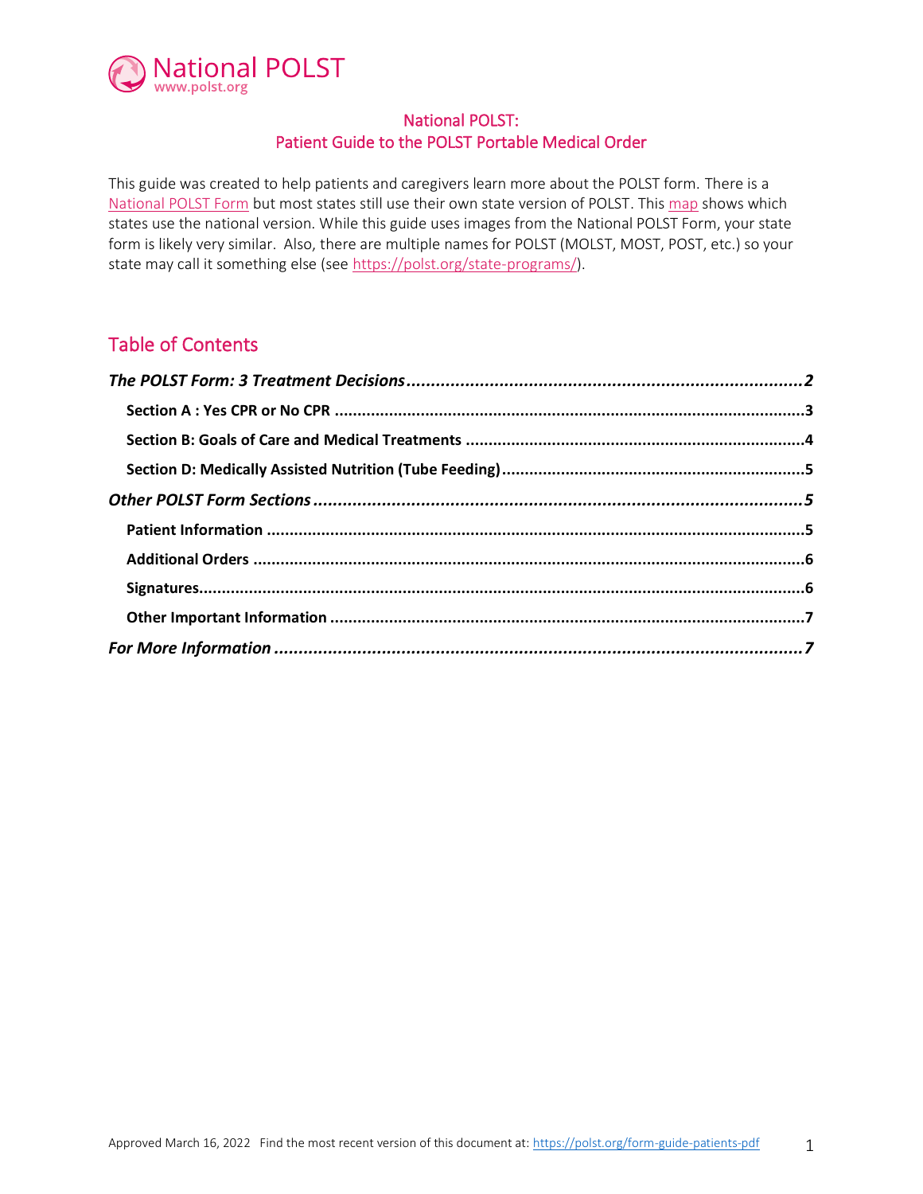National POLST
www.polst.org

# National POLST: Patient Guide to the POLST Portable Medical Order

This guide was created to help patients and caregivers learn more about the POLST form. There is a National POLST Form but most states still use their own state version of POLST. This map shows which states use the national version. While this guide uses images from the National POLST Form, your state form is likely very similar. Also, there are multiple names for POLST (MOLST, MOST, POST, etc.) so your state may call it something else (see https://polst.org/state-programs/).

## Table of Contents

***The POLST Form: 3 Treatment Decisions*** ........ ***2***

- **Section A : Yes CPR or No CPR** ........ **3**
- **Section B: Goals of Care and Medical Treatments** ........ **4**
- **Section D: Medically Assisted Nutrition (Tube Feeding)** ........ **5**

***Other POLST Form Sections*** ........ ***5***

- **Patient Information** ........ **5**
- **Additional Orders** ........ **6**
- **Signatures** ........ **6**
- **Other Important Information** ........ **7**

***For More Information*** ........ ***7***

Approved March 16, 2022 Find the most recent version of this document at: https://polst.org/form-guide-patients-pdf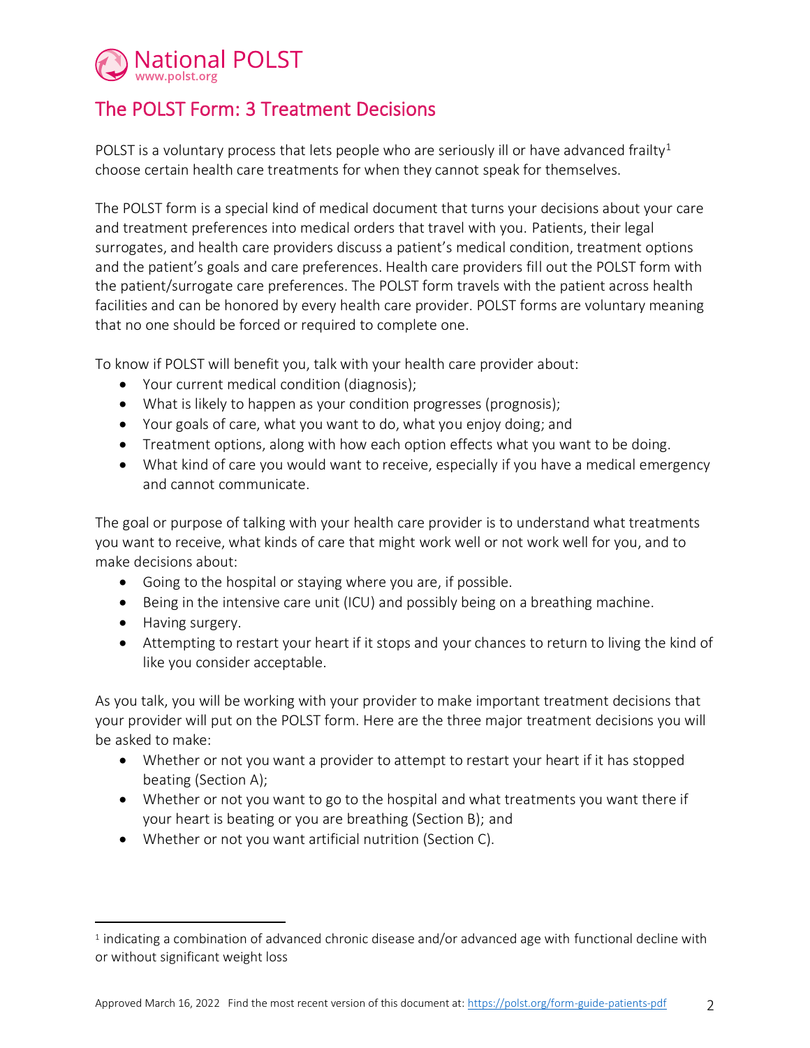# National POLST

www.polst.org

## The POLST Form: 3 Treatment Decisions

POLST is a voluntary process that lets people who are seriously ill or have advanced frailty[1] choose certain health care treatments for when they cannot speak for themselves.

The POLST form is a special kind of medical document that turns your decisions about your care and treatment preferences into medical orders that travel with you. Patients, their legal surrogates, and health care providers discuss a patient's medical condition, treatment options and the patient's goals and care preferences. Health care providers fill out the POLST form with the patient/surrogate care preferences. The POLST form travels with the patient across health facilities and can be honored by every health care provider. POLST forms are voluntary meaning that no one should be forced or required to complete one.

To know if POLST will benefit you, talk with your health care provider about:

- Your current medical condition (diagnosis);
- What is likely to happen as your condition progresses (prognosis);
- Your goals of care, what you want to do, what you enjoy doing; and
- Treatment options, along with how each option effects what you want to be doing.
- What kind of care you would want to receive, especially if you have a medical emergency and cannot communicate.

The goal or purpose of talking with your health care provider is to understand what treatments you want to receive, what kinds of care that might work well or not work well for you, and to make decisions about:

- Going to the hospital or staying where you are, if possible.
- Being in the intensive care unit (ICU) and possibly being on a breathing machine.
- Having surgery.
- Attempting to restart your heart if it stops and your chances to return to living the kind of like you consider acceptable.

As you talk, you will be working with your provider to make important treatment decisions that your provider will put on the POLST form. Here are the three major treatment decisions you will be asked to make:

- Whether or not you want a provider to attempt to restart your heart if it has stopped beating (Section A);
- Whether or not you want to go to the hospital and what treatments you want there if your heart is beating or you are breathing (Section B); and
- Whether or not you want artificial nutrition (Section C).

---

[1] indicating a combination of advanced chronic disease and/or advanced age with functional decline with or without significant weight loss

Approved March 16, 2022 Find the most recent version of this document at: https://polst.org/form-guide-patients-pdf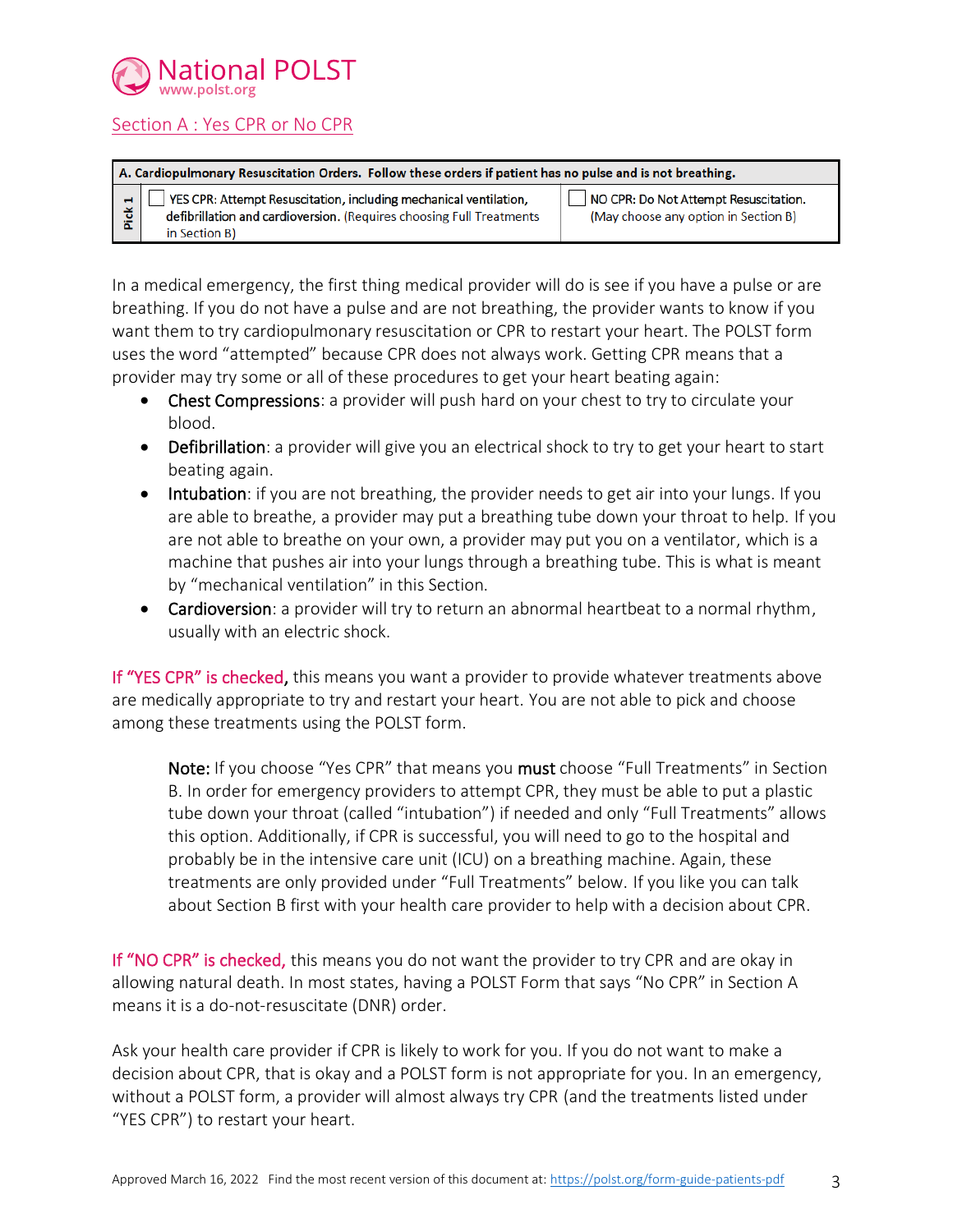National POLST
www.polst.org

## Section A : Yes CPR or No CPR

| A. Cardiopulmonary Resuscitation Orders. Follow these orders if patient has no pulse and is not breathing. | | |
|---|---|---|
| Pick 1 | ☐ YES CPR: Attempt Resuscitation, including mechanical ventilation, defibrillation and cardioversion. (Requires choosing Full Treatments in Section B) | ☐ NO CPR: Do Not Attempt Resuscitation. (May choose any option in Section B) |

In a medical emergency, the first thing medical provider will do is see if you have a pulse or are breathing. If you do not have a pulse and are not breathing, the provider wants to know if you want them to try cardiopulmonary resuscitation or CPR to restart your heart. The POLST form uses the word "attempted" because CPR does not always work. Getting CPR means that a provider may try some or all of these procedures to get your heart beating again:

- **Chest Compressions**: a provider will push hard on your chest to try to circulate your blood.
- **Defibrillation**: a provider will give you an electrical shock to try to get your heart to start beating again.
- **Intubation**: if you are not breathing, the provider needs to get air into your lungs. If you are able to breathe, a provider may put a breathing tube down your throat to help. If you are not able to breathe on your own, a provider may put you on a ventilator, which is a machine that pushes air into your lungs through a breathing tube. This is what is meant by "mechanical ventilation" in this Section.
- **Cardioversion**: a provider will try to return an abnormal heartbeat to a normal rhythm, usually with an electric shock.

**If "YES CPR" is checked,** this means you want a provider to provide whatever treatments above are medically appropriate to try and restart your heart. You are not able to pick and choose among these treatments using the POLST form.

> **Note:** If you choose "Yes CPR" that means you **must** choose "Full Treatments" in Section B. In order for emergency providers to attempt CPR, they must be able to put a plastic tube down your throat (called "intubation") if needed and only "Full Treatments" allows this option. Additionally, if CPR is successful, you will need to go to the hospital and probably be in the intensive care unit (ICU) on a breathing machine. Again, these treatments are only provided under "Full Treatments" below. If you like you can talk about Section B first with your health care provider to help with a decision about CPR.

**If "NO CPR" is checked,** this means you do not want the provider to try CPR and are okay in allowing natural death. In most states, having a POLST Form that says "No CPR" in Section A means it is a do-not-resuscitate (DNR) order.

Ask your health care provider if CPR is likely to work for you. If you do not want to make a decision about CPR, that is okay and a POLST form is not appropriate for you. In an emergency, without a POLST form, a provider will almost always try CPR (and the treatments listed under "YES CPR") to restart your heart.

Approved March 16, 2022 Find the most recent version of this document at: https://polst.org/form-guide-patients-pdf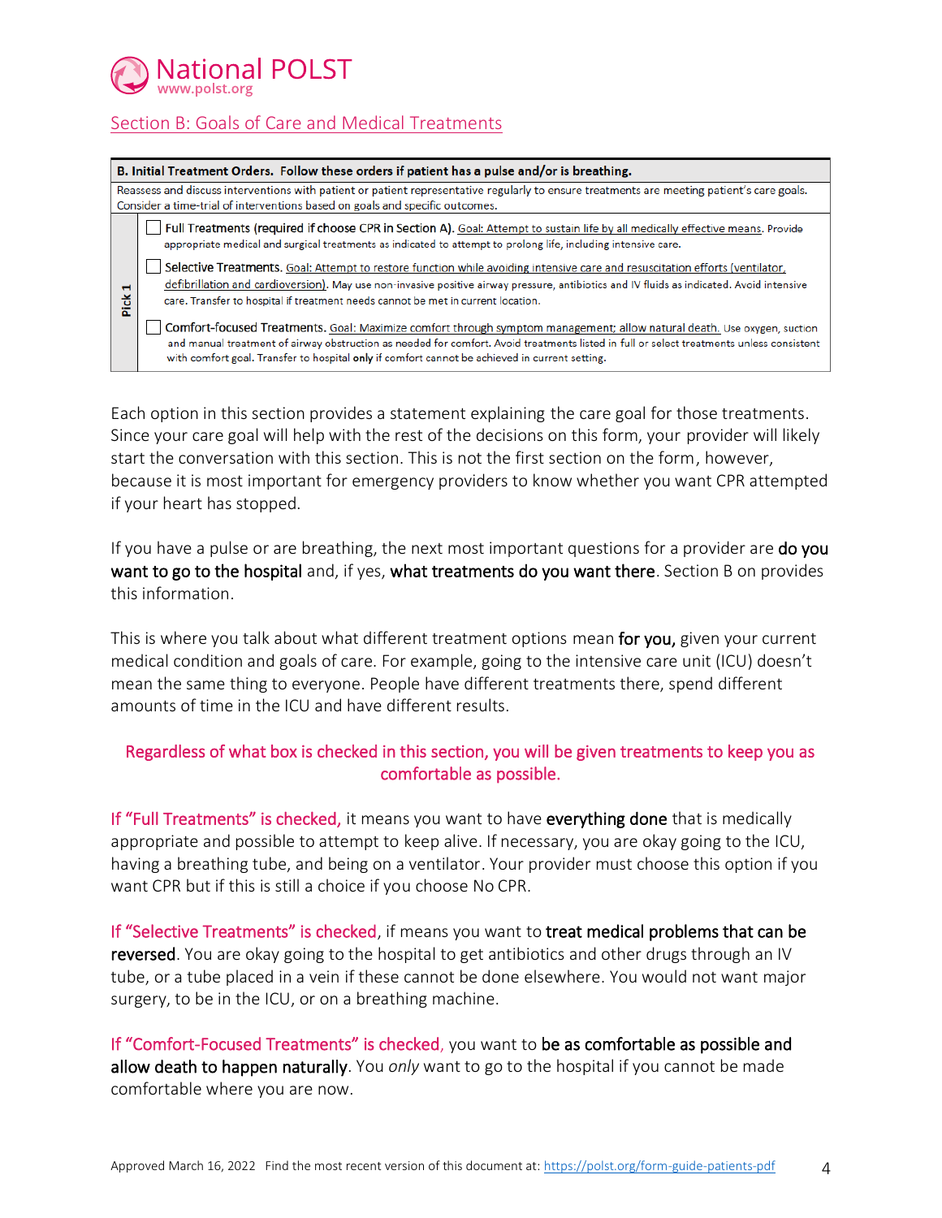## Section B: Goals of Care and Medical Treatments

| B. Initial Treatment Orders. Follow these orders if patient has a pulse and/or is breathing. | |
|---|---|
| Reassess and discuss interventions with patient or patient representative regularly to ensure treatments are meeting patient's care goals. Consider a time-trial of interventions based on goals and specific outcomes. | |
| Pick 1 | ☐ Full Treatments (required if choose CPR in Section A). Goal: Attempt to sustain life by all medically effective means. Provide appropriate medical and surgical treatments as indicated to attempt to prolong life, including intensive care. |
| | ☐ Selective Treatments. Goal: Attempt to restore function while avoiding intensive care and resuscitation efforts (ventilator, defibrillation and cardioversion). May use non-invasive positive airway pressure, antibiotics and IV fluids as indicated. Avoid intensive care. Transfer to hospital if treatment needs cannot be met in current location. |
| | ☐ Comfort-focused Treatments. Goal: Maximize comfort through symptom management; allow natural death. Use oxygen, suction and manual treatment of airway obstruction as needed for comfort. Avoid treatments listed in full or select treatments unless consistent with comfort goal. Transfer to hospital **only** if comfort cannot be achieved in current setting. |

Each option in this section provides a statement explaining the care goal for those treatments. Since your care goal will help with the rest of the decisions on this form, your provider will likely start the conversation with this section. This is not the first section on the form, however, because it is most important for emergency providers to know whether you want CPR attempted if your heart has stopped.

If you have a pulse or are breathing, the next most important questions for a provider are **do you want to go to the hospital** and, if yes, **what treatments do you want there**. Section B on provides this information.

This is where you talk about what different treatment options mean **for you,** given your current medical condition and goals of care. For example, going to the intensive care unit (ICU) doesn't mean the same thing to everyone. People have different treatments there, spend different amounts of time in the ICU and have different results.

**Regardless of what box is checked in this section, you will be given treatments to keep you as comfortable as possible.**

**If "Full Treatments" is checked,** it means you want to have **everything done** that is medically appropriate and possible to attempt to keep alive. If necessary, you are okay going to the ICU, having a breathing tube, and being on a ventilator. Your provider must choose this option if you want CPR but if this is still a choice if you choose No CPR.

**If "Selective Treatments" is checked**, if means you want to **treat medical problems that can be reversed**. You are okay going to the hospital to get antibiotics and other drugs through an IV tube, or a tube placed in a vein if these cannot be done elsewhere. You would not want major surgery, to be in the ICU, or on a breathing machine.

**If "Comfort-Focused Treatments" is checked**, you want to **be as comfortable as possible and allow death to happen naturally**. You *only* want to go to the hospital if you cannot be made comfortable where you are now.

Approved March 16, 2022 Find the most recent version of this document at: https://polst.org/form-guide-patients-pdf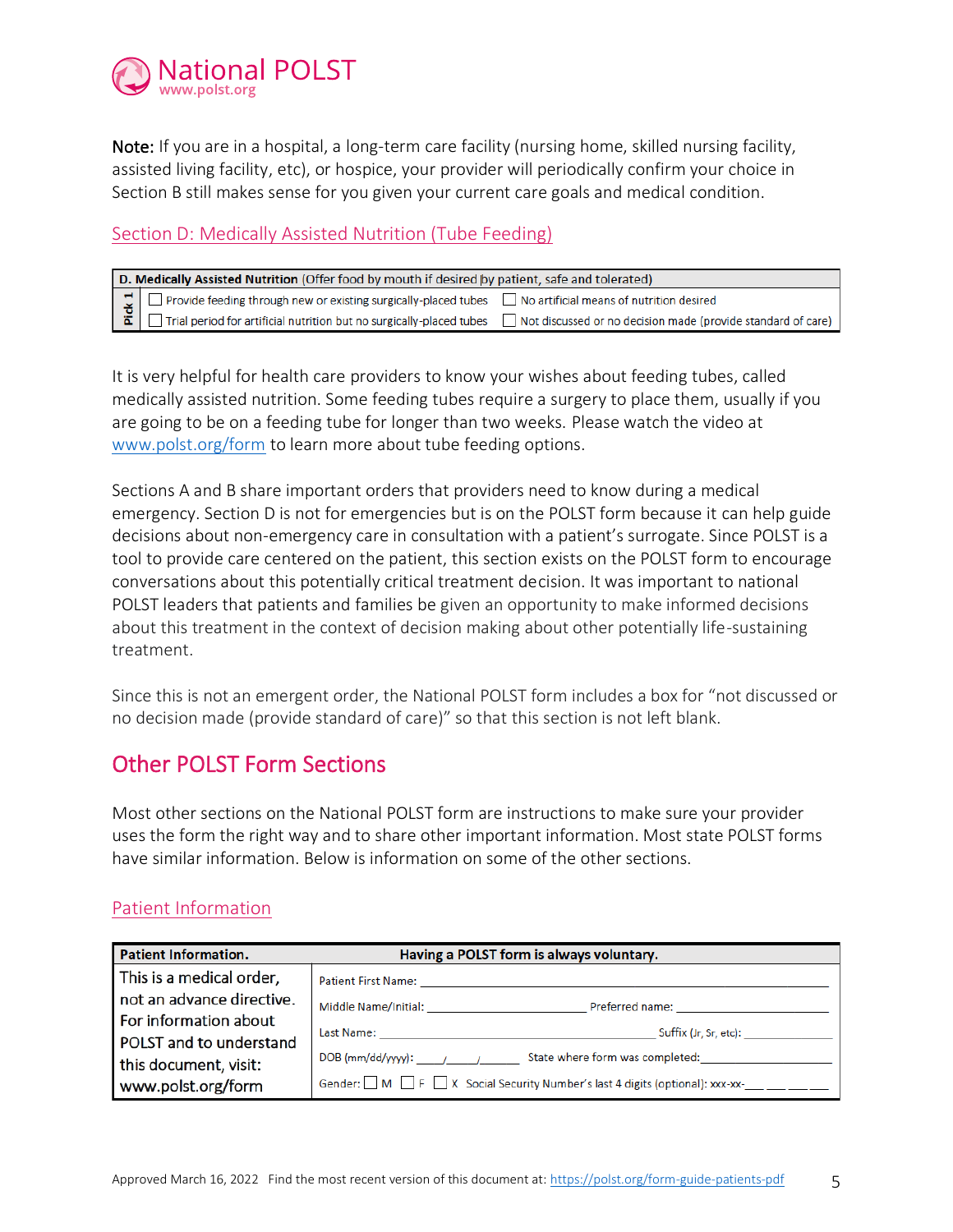**Note:** If you are in a hospital, a long-term care facility (nursing home, skilled nursing facility, assisted living facility, etc), or hospice, your provider will periodically confirm your choice in Section B still makes sense for you given your current care goals and medical condition.

## Section D: Medically Assisted Nutrition (Tube Feeding)

| **D. Medically Assisted Nutrition** (Offer food by mouth if desired by patient, safe and tolerated) | | |
|---|---|---|
| Pick 1 | ☐ Provide feeding through new or existing surgically-placed tubes | ☐ No artificial means of nutrition desired |
| | ☐ Trial period for artificial nutrition but no surgically-placed tubes | ☐ Not discussed or no decision made (provide standard of care) |

It is very helpful for health care providers to know your wishes about feeding tubes, called medically assisted nutrition. Some feeding tubes require a surgery to place them, usually if you are going to be on a feeding tube for longer than two weeks. Please watch the video at www.polst.org/form to learn more about tube feeding options.

Sections A and B share important orders that providers need to know during a medical emergency. Section D is not for emergencies but is on the POLST form because it can help guide decisions about non-emergency care in consultation with a patient's surrogate. Since POLST is a tool to provide care centered on the patient, this section exists on the POLST form to encourage conversations about this potentially critical treatment decision. It was important to national POLST leaders that patients and families be given an opportunity to make informed decisions about this treatment in the context of decision making about other potentially life-sustaining treatment.

Since this is not an emergent order, the National POLST form includes a box for "not discussed or no decision made (provide standard of care)" so that this section is not left blank.

# Other POLST Form Sections

Most other sections on the National POLST form are instructions to make sure your provider uses the form the right way and to share other important information. Most state POLST forms have similar information. Below is information on some of the other sections.

## Patient Information

| **Patient Information.** | **Having a POLST form is always voluntary.** |
|---|---|
| This is a medical order, not an advance directive. For information about POLST and to understand this document, visit: www.polst.org/form | Patient First Name: ______ <br> Middle Name/Initial: ______ Preferred name: ______ <br> Last Name: ______ Suffix (Jr, Sr, etc): ______ <br> DOB (mm/dd/yyyy): ___/___/___ State where form was completed: ______ <br> Gender: ☐ M ☐ F ☐ X Social Security Number's last 4 digits (optional): xxx-xx-___ ___ ___ ___ |

Approved March 16, 2022 Find the most recent version of this document at: https://polst.org/form-guide-patients-pdf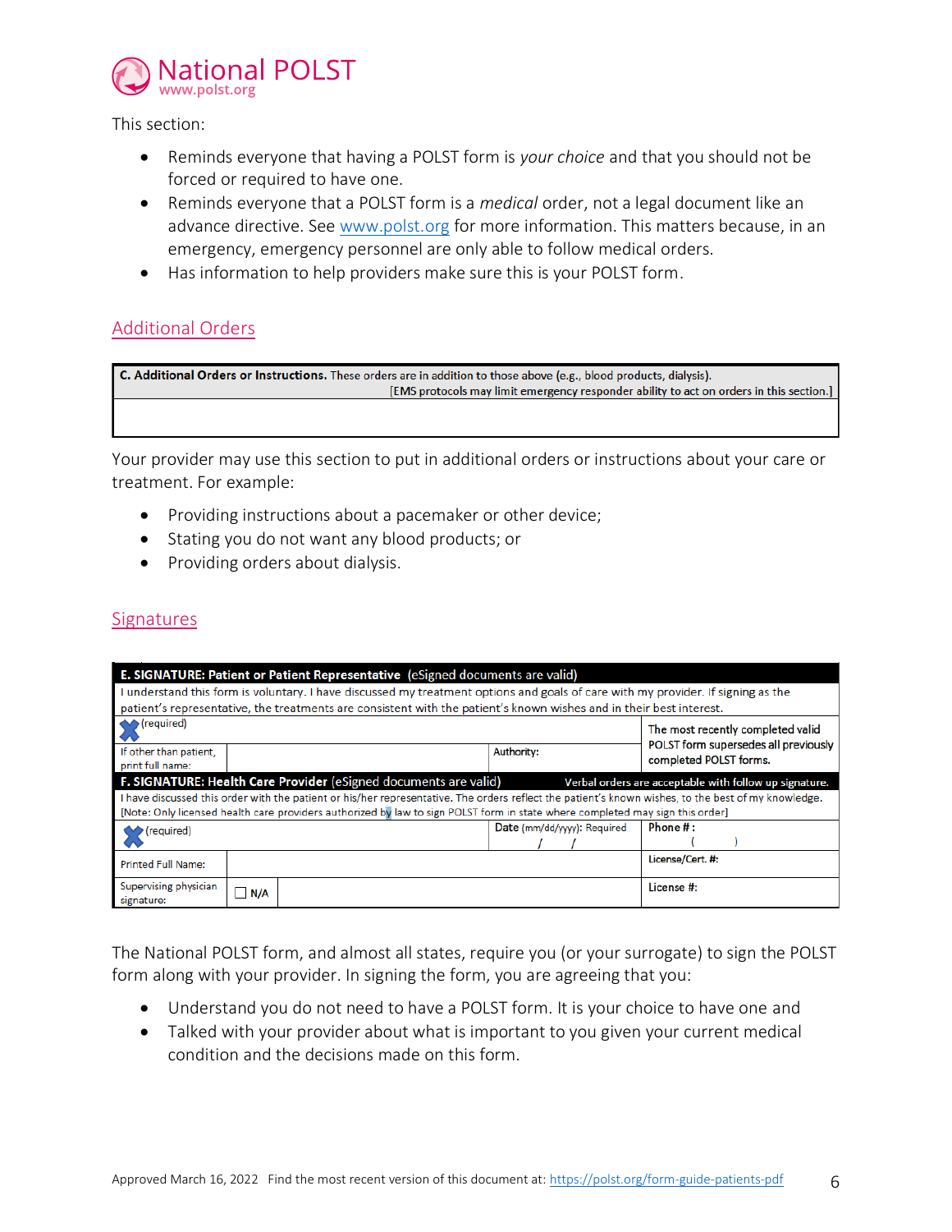This section:

- Reminds everyone that having a POLST form is *your choice* and that you should not be forced or required to have one.
- Reminds everyone that a POLST form is a *medical* order, not a legal document like an advance directive. See www.polst.org for more information. This matters because, in an emergency, emergency personnel are only able to follow medical orders.
- Has information to help providers make sure this is your POLST form.

## Additional Orders

| **C. Additional Orders or Instructions.** These orders are in addition to those above (e.g., blood products, dialysis). [EMS protocols may limit emergency responder ability to act on orders in this section.] |
|---|
| |

Your provider may use this section to put in additional orders or instructions about your care or treatment. For example:

- Providing instructions about a pacemaker or other device;
- Stating you do not want any blood products; or
- Providing orders about dialysis.

## Signatures

| **E. SIGNATURE: Patient or Patient Representative** (eSigned documents are valid) | | | |
|---|---|---|---|
| I understand this form is voluntary. I have discussed my treatment options and goals of care with my provider. If signing as the patient's representative, the treatments are consistent with the patient's known wishes and in their best interest. | | | |
| X (required) | | | **The most recently completed valid POLST form supersedes all previously completed POLST forms.** |
| If other than patient, print full name: | | Authority: | |
| **F. SIGNATURE: Health Care Provider** (eSigned documents are valid) | | | **Verbal orders are acceptable with follow up signature.** |
| I have discussed this order with the patient or his/her representative. The orders reflect the patient's known wishes, to the best of my knowledge. [Note: Only licensed health care providers authorized by law to sign POLST form in state where completed may sign this order] | | | |
| X (required) | | **Date** (mm/dd/yyyy): Required / / | **Phone #:** ( ) |
| Printed Full Name: | | | **License/Cert. #:** |
| Supervising physician signature: | ☐ N/A | | **License #:** |

The National POLST form, and almost all states, require you (or your surrogate) to sign the POLST form along with your provider. In signing the form, you are agreeing that you:

- Understand you do not need to have a POLST form. It is your choice to have one and
- Talked with your provider about what is important to you given your current medical condition and the decisions made on this form.

Approved March 16, 2022 Find the most recent version of this document at: https://polst.org/form-guide-patients-pdf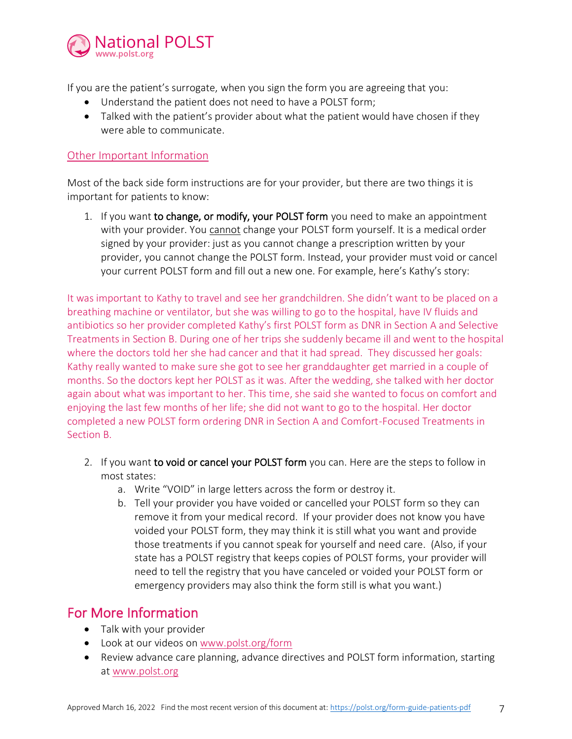If you are the patient's surrogate, when you sign the form you are agreeing that you:

- Understand the patient does not need to have a POLST form;
- Talked with the patient's provider about what the patient would have chosen if they were able to communicate.

## Other Important Information

Most of the back side form instructions are for your provider, but there are two things it is important for patients to know:

1. If you want **to change, or modify, your POLST form** you need to make an appointment with your provider. You cannot change your POLST form yourself. It is a medical order signed by your provider: just as you cannot change a prescription written by your provider, you cannot change the POLST form. Instead, your provider must void or cancel your current POLST form and fill out a new one. For example, here's Kathy's story:

It was important to Kathy to travel and see her grandchildren. She didn't want to be placed on a breathing machine or ventilator, but she was willing to go to the hospital, have IV fluids and antibiotics so her provider completed Kathy's first POLST form as DNR in Section A and Selective Treatments in Section B. During one of her trips she suddenly became ill and went to the hospital where the doctors told her she had cancer and that it had spread. They discussed her goals: Kathy really wanted to make sure she got to see her granddaughter get married in a couple of months. So the doctors kept her POLST as it was. After the wedding, she talked with her doctor again about what was important to her. This time, she said she wanted to focus on comfort and enjoying the last few months of her life; she did not want to go to the hospital. Her doctor completed a new POLST form ordering DNR in Section A and Comfort-Focused Treatments in Section B.

2. If you want **to void or cancel your POLST form** you can. Here are the steps to follow in most states:
   a. Write "VOID" in large letters across the form or destroy it.
   b. Tell your provider you have voided or cancelled your POLST form so they can remove it from your medical record. If your provider does not know you have voided your POLST form, they may think it is still what you want and provide those treatments if you cannot speak for yourself and need care. (Also, if your state has a POLST registry that keeps copies of POLST forms, your provider will need to tell the registry that you have canceled or voided your POLST form or emergency providers may also think the form still is what you want.)

## For More Information

- Talk with your provider
- Look at our videos on www.polst.org/form
- Review advance care planning, advance directives and POLST form information, starting at www.polst.org